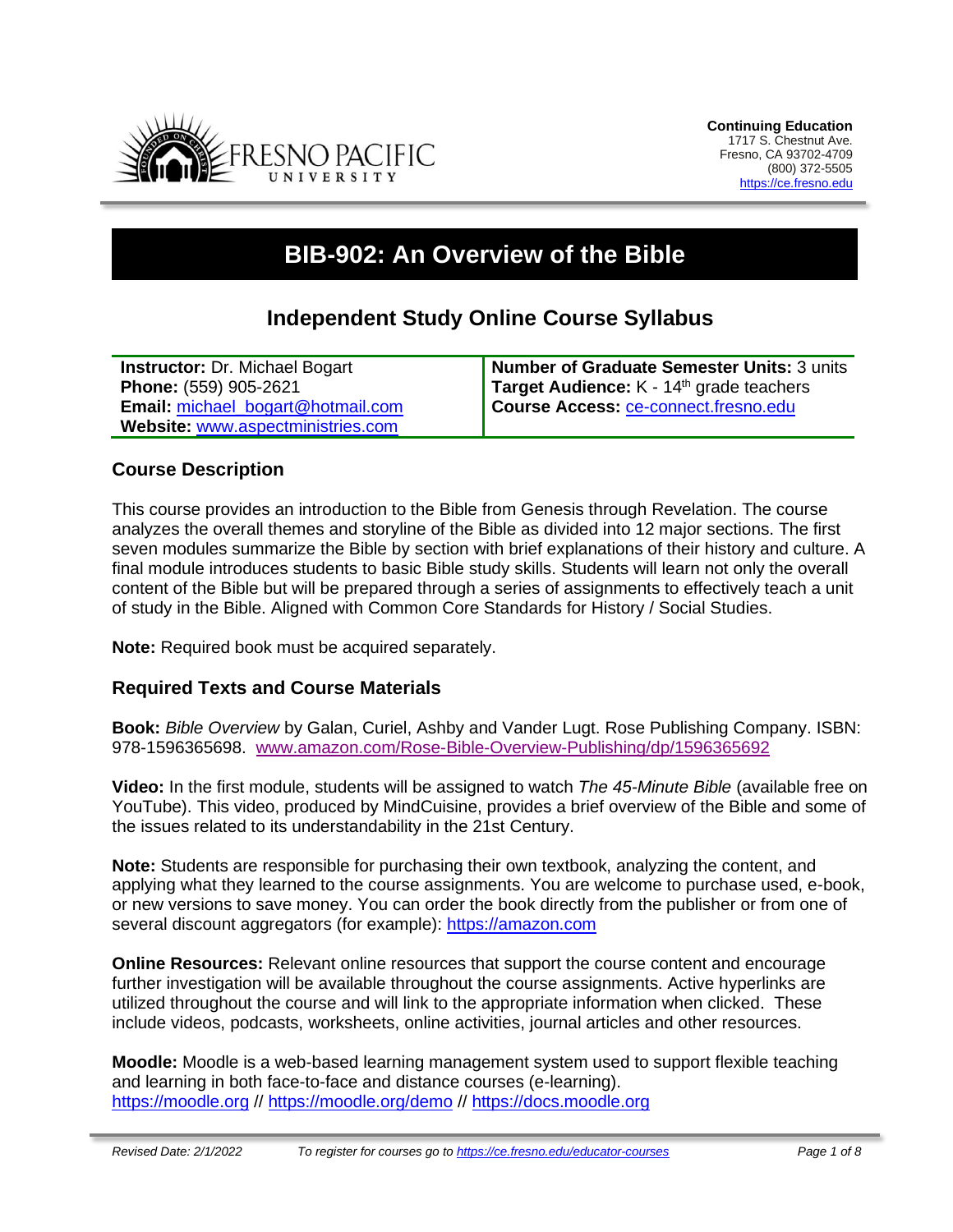**Continuing Education**
1717 S. Chestnut Ave.
Fresno, CA 93702-4709
(800) 372-5505
https://ce.fresno.edu

# BIB-902: An Overview of the Bible

## Independent Study Online Course Syllabus

| | |
|---|---|
| **Instructor:** Dr. Michael Bogart<br>**Phone:** (559) 905-2621<br>**Email:** michael_bogart@hotmail.com<br>**Website:** www.aspectministries.com | **Number of Graduate Semester Units:** 3 units<br>**Target Audience:** K - 14th grade teachers<br>**Course Access:** ce-connect.fresno.edu |

### Course Description

This course provides an introduction to the Bible from Genesis through Revelation. The course analyzes the overall themes and storyline of the Bible as divided into 12 major sections. The first seven modules summarize the Bible by section with brief explanations of their history and culture. A final module introduces students to basic Bible study skills. Students will learn not only the overall content of the Bible but will be prepared through a series of assignments to effectively teach a unit of study in the Bible. Aligned with Common Core Standards for History / Social Studies.

**Note:** Required book must be acquired separately.

### Required Texts and Course Materials

**Book:** *Bible Overview* by Galan, Curiel, Ashby and Vander Lugt. Rose Publishing Company. ISBN: 978-1596365698. www.amazon.com/Rose-Bible-Overview-Publishing/dp/1596365692

**Video:** In the first module, students will be assigned to watch *The 45-Minute Bible* (available free on YouTube). This video, produced by MindCuisine, provides a brief overview of the Bible and some of the issues related to its understandability in the 21st Century.

**Note:** Students are responsible for purchasing their own textbook, analyzing the content, and applying what they learned to the course assignments. You are welcome to purchase used, e-book, or new versions to save money. You can order the book directly from the publisher or from one of several discount aggregators (for example): https://amazon.com

**Online Resources:** Relevant online resources that support the course content and encourage further investigation will be available throughout the course assignments. Active hyperlinks are utilized throughout the course and will link to the appropriate information when clicked. These include videos, podcasts, worksheets, online activities, journal articles and other resources.

**Moodle:** Moodle is a web-based learning management system used to support flexible teaching and learning in both face-to-face and distance courses (e-learning).
https://moodle.org // https://moodle.org/demo // https://docs.moodle.org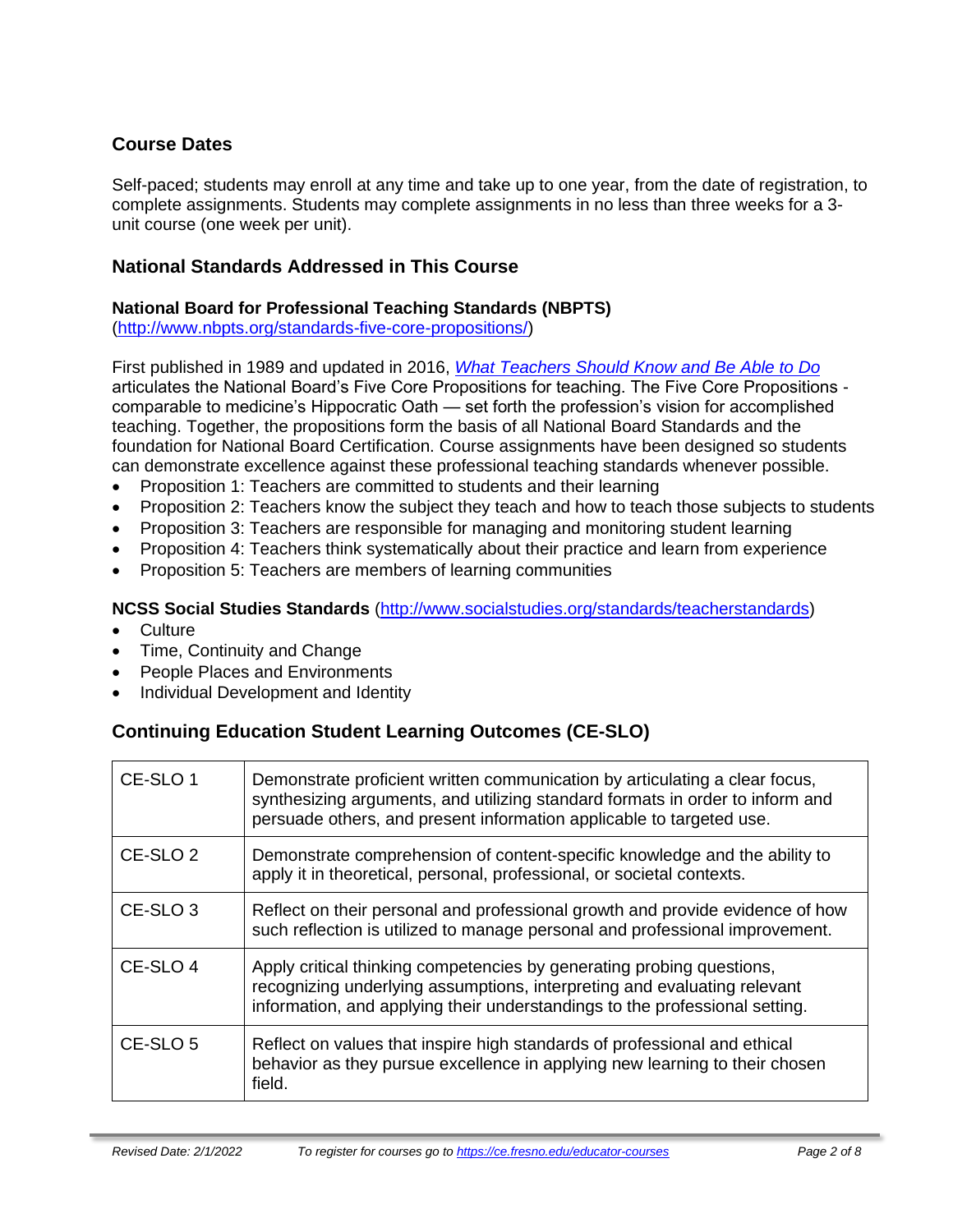## Course Dates

Self-paced; students may enroll at any time and take up to one year, from the date of registration, to complete assignments. Students may complete assignments in no less than three weeks for a 3-unit course (one week per unit).

## National Standards Addressed in This Course

### National Board for Professional Teaching Standards (NBPTS)

(http://www.nbpts.org/standards-five-core-propositions/)

First published in 1989 and updated in 2016, *What Teachers Should Know and Be Able to Do* articulates the National Board's Five Core Propositions for teaching. The Five Core Propositions - comparable to medicine's Hippocratic Oath — set forth the profession's vision for accomplished teaching. Together, the propositions form the basis of all National Board Standards and the foundation for National Board Certification. Course assignments have been designed so students can demonstrate excellence against these professional teaching standards whenever possible.

- Proposition 1: Teachers are committed to students and their learning
- Proposition 2: Teachers know the subject they teach and how to teach those subjects to students
- Proposition 3: Teachers are responsible for managing and monitoring student learning
- Proposition 4: Teachers think systematically about their practice and learn from experience
- Proposition 5: Teachers are members of learning communities

### NCSS Social Studies Standards (http://www.socialstudies.org/standards/teacherstandards)

- Culture
- Time, Continuity and Change
- People Places and Environments
- Individual Development and Identity

## Continuing Education Student Learning Outcomes (CE-SLO)

| | |
|---|---|
| CE-SLO 1 | Demonstrate proficient written communication by articulating a clear focus, synthesizing arguments, and utilizing standard formats in order to inform and persuade others, and present information applicable to targeted use. |
| CE-SLO 2 | Demonstrate comprehension of content-specific knowledge and the ability to apply it in theoretical, personal, professional, or societal contexts. |
| CE-SLO 3 | Reflect on their personal and professional growth and provide evidence of how such reflection is utilized to manage personal and professional improvement. |
| CE-SLO 4 | Apply critical thinking competencies by generating probing questions, recognizing underlying assumptions, interpreting and evaluating relevant information, and applying their understandings to the professional setting. |
| CE-SLO 5 | Reflect on values that inspire high standards of professional and ethical behavior as they pursue excellence in applying new learning to their chosen field. |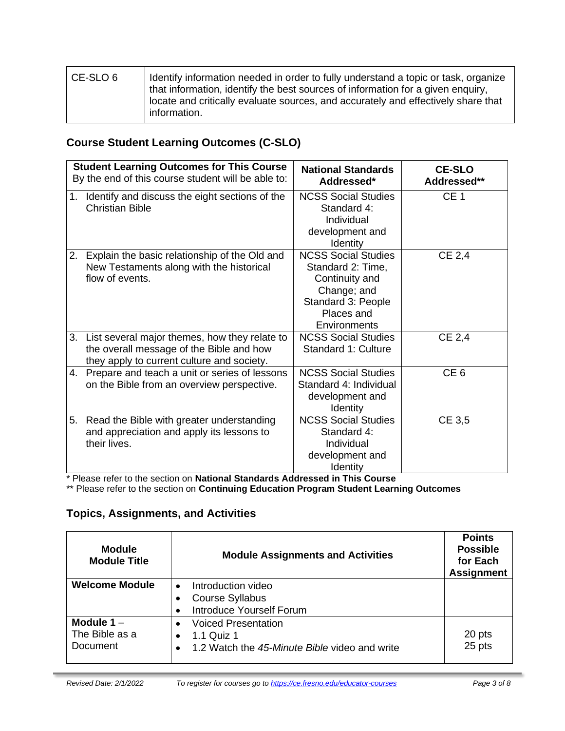| CE-SLO 6 | Identify information needed in order to fully understand a topic or task, organize that information, identify the best sources of information for a given enquiry, locate and critically evaluate sources, and accurately and effectively share that information. |
|---|---|

## Course Student Learning Outcomes (C-SLO)

| **Student Learning Outcomes for This Course** By the end of this course student will be able to: | **National Standards Addressed*** | **CE-SLO Addressed**** |
|---|---|---|
| 1. Identify and discuss the eight sections of the Christian Bible | NCSS Social Studies Standard 4: Individual development and Identity | CE 1 |
| 2. Explain the basic relationship of the Old and New Testaments along with the historical flow of events. | NCSS Social Studies Standard 2: Time, Continuity and Change; and Standard 3: People Places and Environments | CE 2,4 |
| 3. List several major themes, how they relate to the overall message of the Bible and how they apply to current culture and society. | NCSS Social Studies Standard 1: Culture | CE 2,4 |
| 4. Prepare and teach a unit or series of lessons on the Bible from an overview perspective. | NCSS Social Studies Standard 4: Individual development and Identity | CE 6 |
| 5. Read the Bible with greater understanding and appreciation and apply its lessons to their lives. | NCSS Social Studies Standard 4: Individual development and Identity | CE 3,5 |

* Please refer to the section on **National Standards Addressed in This Course**

** Please refer to the section on **Continuing Education Program Student Learning Outcomes**

## Topics, Assignments, and Activities

| **Module Module Title** | **Module Assignments and Activities** | **Points Possible for Each Assignment** |
|---|---|---|
| **Welcome Module** | • Introduction video<br>• Course Syllabus<br>• Introduce Yourself Forum | |
| **Module 1** – The Bible as a Document | • Voiced Presentation<br>• 1.1 Quiz 1<br>• 1.2 Watch the *45-Minute Bible* video and write | 20 pts<br>25 pts |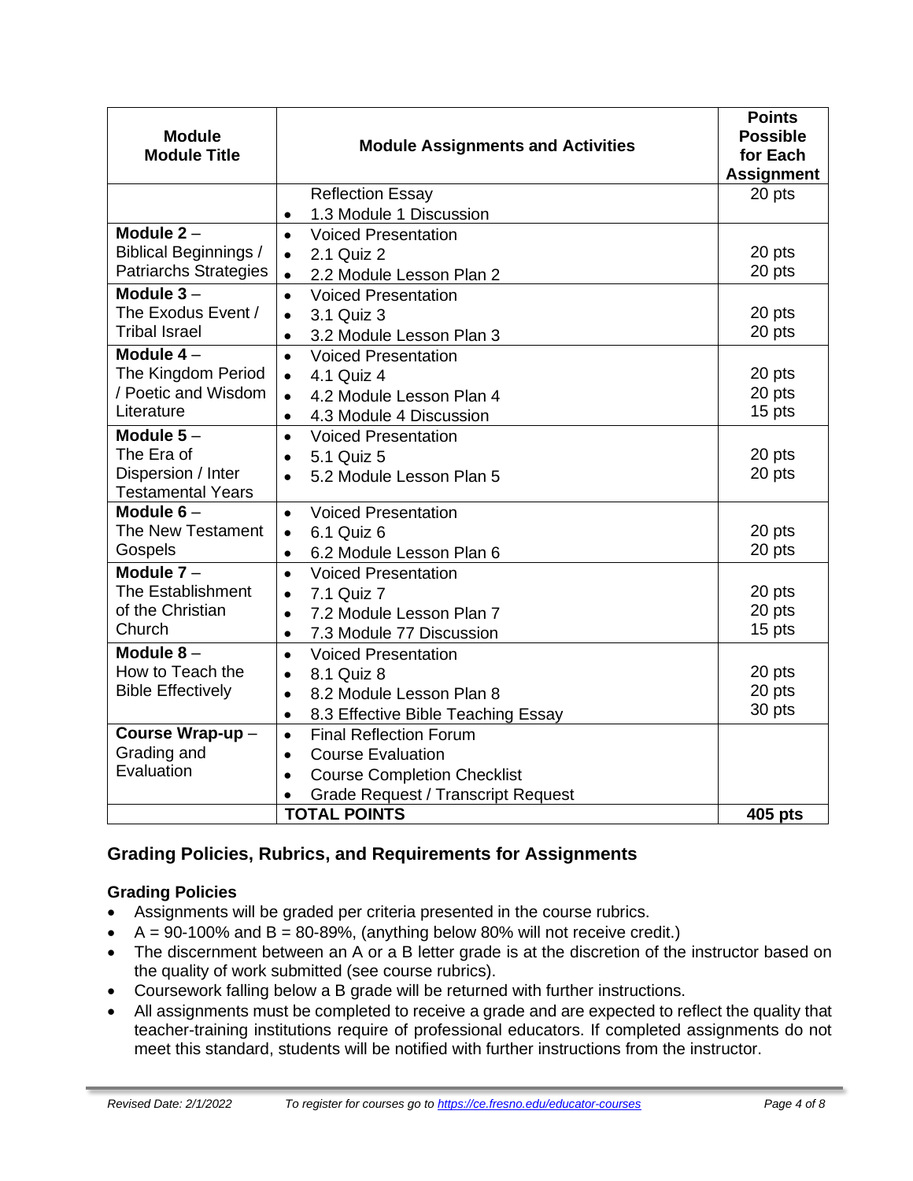| Module Module Title | Module Assignments and Activities | Points Possible for Each Assignment |
|---|---|---|
| | Reflection Essay<br>• 1.3 Module 1 Discussion | 20 pts |
| **Module 2** – Biblical Beginnings / Patriarchs Strategies | • Voiced Presentation<br>• 2.1 Quiz 2<br>• 2.2 Module Lesson Plan 2 | <br>20 pts<br>20 pts |
| **Module 3** – The Exodus Event / Tribal Israel | • Voiced Presentation<br>• 3.1 Quiz 3<br>• 3.2 Module Lesson Plan 3 | <br>20 pts<br>20 pts |
| **Module 4** – The Kingdom Period / Poetic and Wisdom Literature | • Voiced Presentation<br>• 4.1 Quiz 4<br>• 4.2 Module Lesson Plan 4<br>• 4.3 Module 4 Discussion | <br>20 pts<br>20 pts<br>15 pts |
| **Module 5** – The Era of Dispersion / Inter Testamental Years | • Voiced Presentation<br>• 5.1 Quiz 5<br>• 5.2 Module Lesson Plan 5 | <br>20 pts<br>20 pts |
| **Module 6** – The New Testament Gospels | • Voiced Presentation<br>• 6.1 Quiz 6<br>• 6.2 Module Lesson Plan 6 | <br>20 pts<br>20 pts |
| **Module 7** – The Establishment of the Christian Church | • Voiced Presentation<br>• 7.1 Quiz 7<br>• 7.2 Module Lesson Plan 7<br>• 7.3 Module 77 Discussion | <br>20 pts<br>20 pts<br>15 pts |
| **Module 8** – How to Teach the Bible Effectively | • Voiced Presentation<br>• 8.1 Quiz 8<br>• 8.2 Module Lesson Plan 8<br>• 8.3 Effective Bible Teaching Essay | <br>20 pts<br>20 pts<br>30 pts |
| **Course Wrap-up** – Grading and Evaluation | • Final Reflection Forum<br>• Course Evaluation<br>• Course Completion Checklist<br>• Grade Request / Transcript Request | |
| | **TOTAL POINTS** | **405 pts** |

## Grading Policies, Rubrics, and Requirements for Assignments

### Grading Policies

- Assignments will be graded per criteria presented in the course rubrics.
- A = 90-100% and B = 80-89%, (anything below 80% will not receive credit.)
- The discernment between an A or a B letter grade is at the discretion of the instructor based on the quality of work submitted (see course rubrics).
- Coursework falling below a B grade will be returned with further instructions.
- All assignments must be completed to receive a grade and are expected to reflect the quality that teacher-training institutions require of professional educators. If completed assignments do not meet this standard, students will be notified with further instructions from the instructor.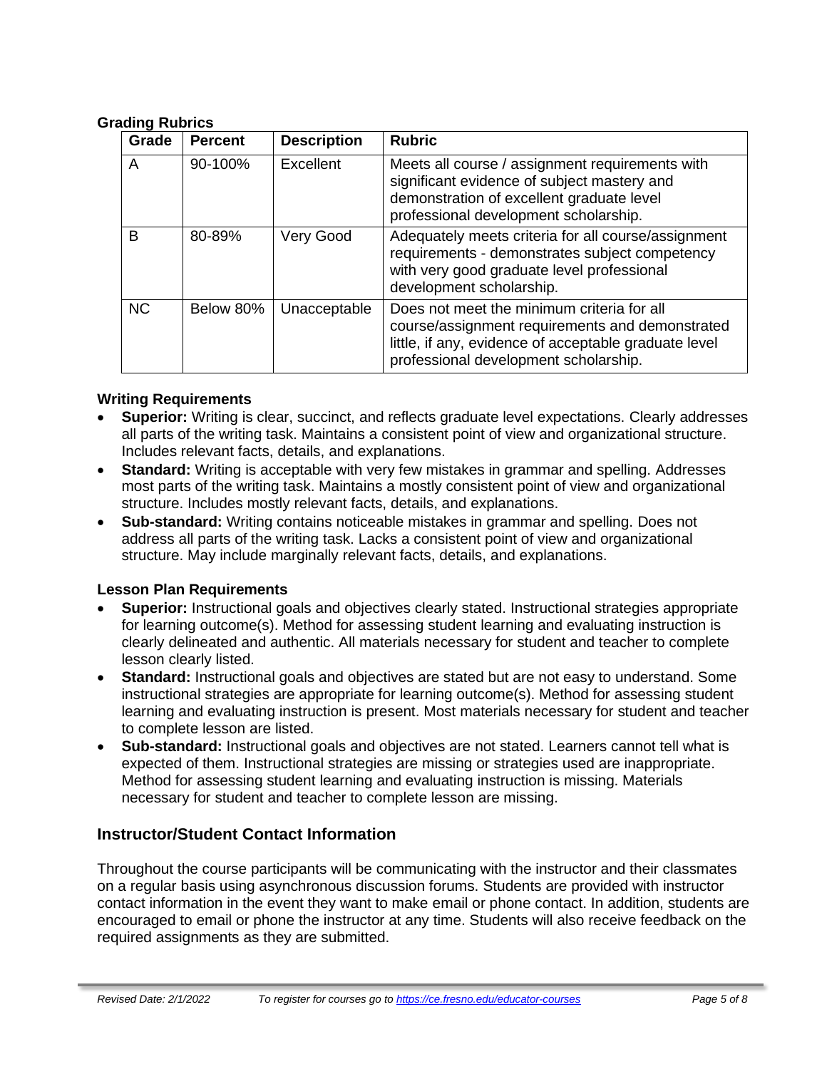### Grading Rubrics

| Grade | Percent | Description | Rubric |
|---|---|---|---|
| A | 90-100% | Excellent | Meets all course / assignment requirements with significant evidence of subject mastery and demonstration of excellent graduate level professional development scholarship. |
| B | 80-89% | Very Good | Adequately meets criteria for all course/assignment requirements - demonstrates subject competency with very good graduate level professional development scholarship. |
| NC | Below 80% | Unacceptable | Does not meet the minimum criteria for all course/assignment requirements and demonstrated little, if any, evidence of acceptable graduate level professional development scholarship. |

### Writing Requirements

- **Superior:** Writing is clear, succinct, and reflects graduate level expectations. Clearly addresses all parts of the writing task. Maintains a consistent point of view and organizational structure. Includes relevant facts, details, and explanations.
- **Standard:** Writing is acceptable with very few mistakes in grammar and spelling. Addresses most parts of the writing task. Maintains a mostly consistent point of view and organizational structure. Includes mostly relevant facts, details, and explanations.
- **Sub-standard:** Writing contains noticeable mistakes in grammar and spelling. Does not address all parts of the writing task. Lacks a consistent point of view and organizational structure. May include marginally relevant facts, details, and explanations.

### Lesson Plan Requirements

- **Superior:** Instructional goals and objectives clearly stated. Instructional strategies appropriate for learning outcome(s). Method for assessing student learning and evaluating instruction is clearly delineated and authentic. All materials necessary for student and teacher to complete lesson clearly listed.
- **Standard:** Instructional goals and objectives are stated but are not easy to understand. Some instructional strategies are appropriate for learning outcome(s). Method for assessing student learning and evaluating instruction is present. Most materials necessary for student and teacher to complete lesson are listed.
- **Sub-standard:** Instructional goals and objectives are not stated. Learners cannot tell what is expected of them. Instructional strategies are missing or strategies used are inappropriate. Method for assessing student learning and evaluating instruction is missing. Materials necessary for student and teacher to complete lesson are missing.

## Instructor/Student Contact Information

Throughout the course participants will be communicating with the instructor and their classmates on a regular basis using asynchronous discussion forums. Students are provided with instructor contact information in the event they want to make email or phone contact. In addition, students are encouraged to email or phone the instructor at any time. Students will also receive feedback on the required assignments as they are submitted.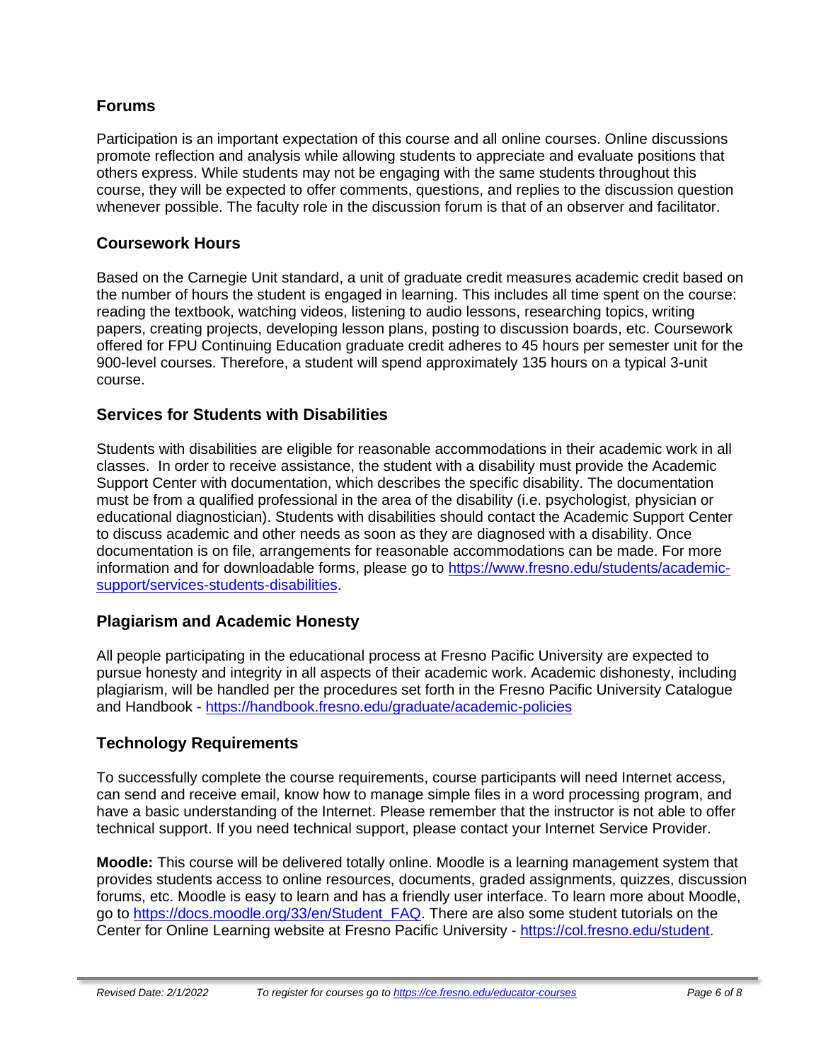## Forums

Participation is an important expectation of this course and all online courses. Online discussions promote reflection and analysis while allowing students to appreciate and evaluate positions that others express. While students may not be engaging with the same students throughout this course, they will be expected to offer comments, questions, and replies to the discussion question whenever possible. The faculty role in the discussion forum is that of an observer and facilitator.

## Coursework Hours

Based on the Carnegie Unit standard, a unit of graduate credit measures academic credit based on the number of hours the student is engaged in learning. This includes all time spent on the course: reading the textbook, watching videos, listening to audio lessons, researching topics, writing papers, creating projects, developing lesson plans, posting to discussion boards, etc. Coursework offered for FPU Continuing Education graduate credit adheres to 45 hours per semester unit for the 900-level courses. Therefore, a student will spend approximately 135 hours on a typical 3-unit course.

## Services for Students with Disabilities

Students with disabilities are eligible for reasonable accommodations in their academic work in all classes. In order to receive assistance, the student with a disability must provide the Academic Support Center with documentation, which describes the specific disability. The documentation must be from a qualified professional in the area of the disability (i.e. psychologist, physician or educational diagnostician). Students with disabilities should contact the Academic Support Center to discuss academic and other needs as soon as they are diagnosed with a disability. Once documentation is on file, arrangements for reasonable accommodations can be made. For more information and for downloadable forms, please go to [https://www.fresno.edu/students/academic-support/services-students-disabilities](https://www.fresno.edu/students/academic-support/services-students-disabilities).

## Plagiarism and Academic Honesty

All people participating in the educational process at Fresno Pacific University are expected to pursue honesty and integrity in all aspects of their academic work. Academic dishonesty, including plagiarism, will be handled per the procedures set forth in the Fresno Pacific University Catalogue and Handbook - [https://handbook.fresno.edu/graduate/academic-policies](https://handbook.fresno.edu/graduate/academic-policies)

## Technology Requirements

To successfully complete the course requirements, course participants will need Internet access, can send and receive email, know how to manage simple files in a word processing program, and have a basic understanding of the Internet. Please remember that the instructor is not able to offer technical support. If you need technical support, please contact your Internet Service Provider.

**Moodle:** This course will be delivered totally online. Moodle is a learning management system that provides students access to online resources, documents, graded assignments, quizzes, discussion forums, etc. Moodle is easy to learn and has a friendly user interface. To learn more about Moodle, go to [https://docs.moodle.org/33/en/Student_FAQ](https://docs.moodle.org/33/en/Student_FAQ). There are also some student tutorials on the Center for Online Learning website at Fresno Pacific University - [https://col.fresno.edu/student](https://col.fresno.edu/student).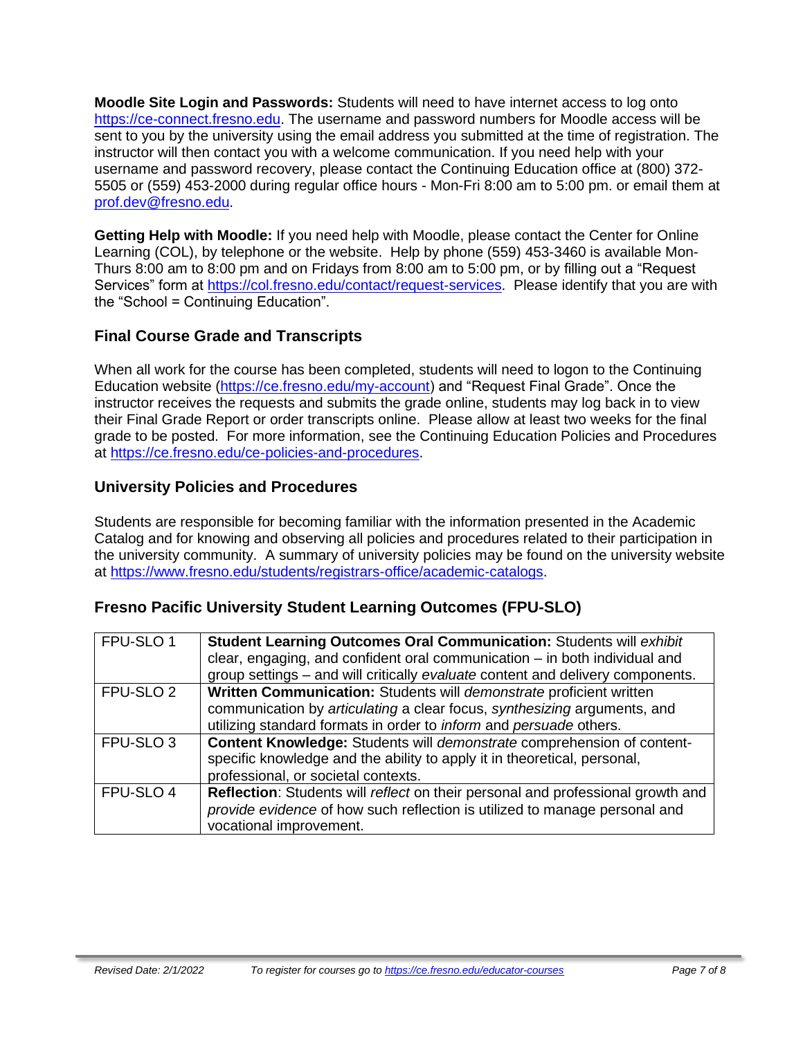**Moodle Site Login and Passwords:** Students will need to have internet access to log onto https://ce-connect.fresno.edu. The username and password numbers for Moodle access will be sent to you by the university using the email address you submitted at the time of registration. The instructor will then contact you with a welcome communication. If you need help with your username and password recovery, please contact the Continuing Education office at (800) 372-5505 or (559) 453-2000 during regular office hours - Mon-Fri 8:00 am to 5:00 pm. or email them at prof.dev@fresno.edu.

**Getting Help with Moodle:** If you need help with Moodle, please contact the Center for Online Learning (COL), by telephone or the website. Help by phone (559) 453-3460 is available Mon-Thurs 8:00 am to 8:00 pm and on Fridays from 8:00 am to 5:00 pm, or by filling out a "Request Services" form at https://col.fresno.edu/contact/request-services. Please identify that you are with the "School = Continuing Education".

## Final Course Grade and Transcripts

When all work for the course has been completed, students will need to logon to the Continuing Education website (https://ce.fresno.edu/my-account) and "Request Final Grade". Once the instructor receives the requests and submits the grade online, students may log back in to view their Final Grade Report or order transcripts online. Please allow at least two weeks for the final grade to be posted. For more information, see the Continuing Education Policies and Procedures at https://ce.fresno.edu/ce-policies-and-procedures.

## University Policies and Procedures

Students are responsible for becoming familiar with the information presented in the Academic Catalog and for knowing and observing all policies and procedures related to their participation in the university community. A summary of university policies may be found on the university website at https://www.fresno.edu/students/registrars-office/academic-catalogs.

## Fresno Pacific University Student Learning Outcomes (FPU-SLO)

| | |
|---|---|
| FPU-SLO 1 | **Student Learning Outcomes Oral Communication:** Students will *exhibit* clear, engaging, and confident oral communication – in both individual and group settings – and will critically *evaluate* content and delivery components. |
| FPU-SLO 2 | **Written Communication:** Students will *demonstrate* proficient written communication by *articulating* a clear focus, *synthesizing* arguments, and utilizing standard formats in order to *inform* and *persuade* others. |
| FPU-SLO 3 | **Content Knowledge:** Students will *demonstrate* comprehension of content-specific knowledge and the ability to apply it in theoretical, personal, professional, or societal contexts. |
| FPU-SLO 4 | **Reflection**: Students will *reflect* on their personal and professional growth and *provide evidence* of how such reflection is utilized to manage personal and vocational improvement. |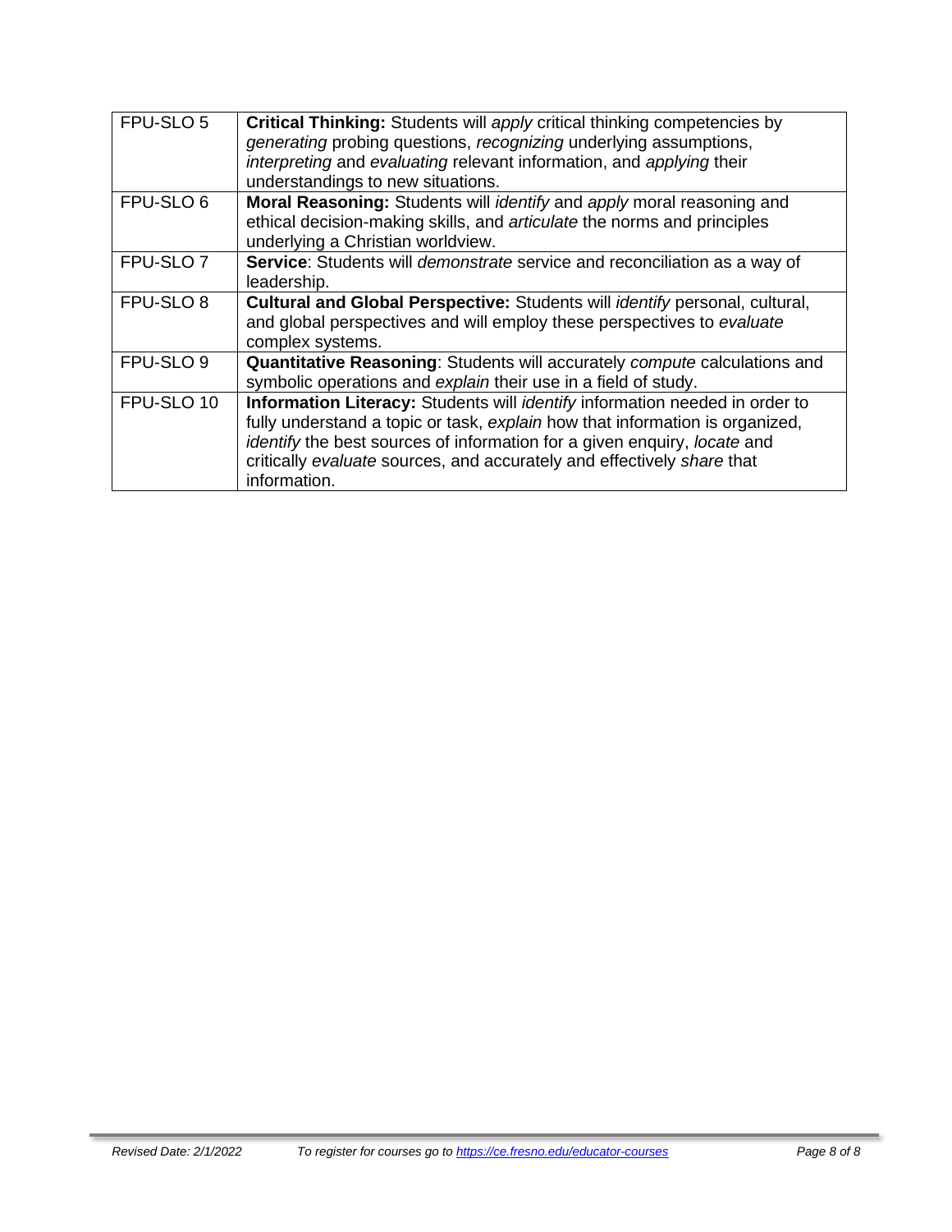| | |
|---|---|
| FPU-SLO 5 | **Critical Thinking:** Students will *apply* critical thinking competencies by *generating* probing questions, *recognizing* underlying assumptions, *interpreting* and *evaluating* relevant information, and *applying* their understandings to new situations. |
| FPU-SLO 6 | **Moral Reasoning:** Students will *identify* and *apply* moral reasoning and ethical decision-making skills, and *articulate* the norms and principles underlying a Christian worldview. |
| FPU-SLO 7 | **Service**: Students will *demonstrate* service and reconciliation as a way of leadership. |
| FPU-SLO 8 | **Cultural and Global Perspective:** Students will *identify* personal, cultural, and global perspectives and will employ these perspectives to *evaluate* complex systems. |
| FPU-SLO 9 | **Quantitative Reasoning**: Students will accurately *compute* calculations and symbolic operations and *explain* their use in a field of study. |
| FPU-SLO 10 | **Information Literacy:** Students will *identify* information needed in order to fully understand a topic or task, *explain* how that information is organized, *identify* the best sources of information for a given enquiry, *locate* and critically *evaluate* sources, and accurately and effectively *share* that information. |